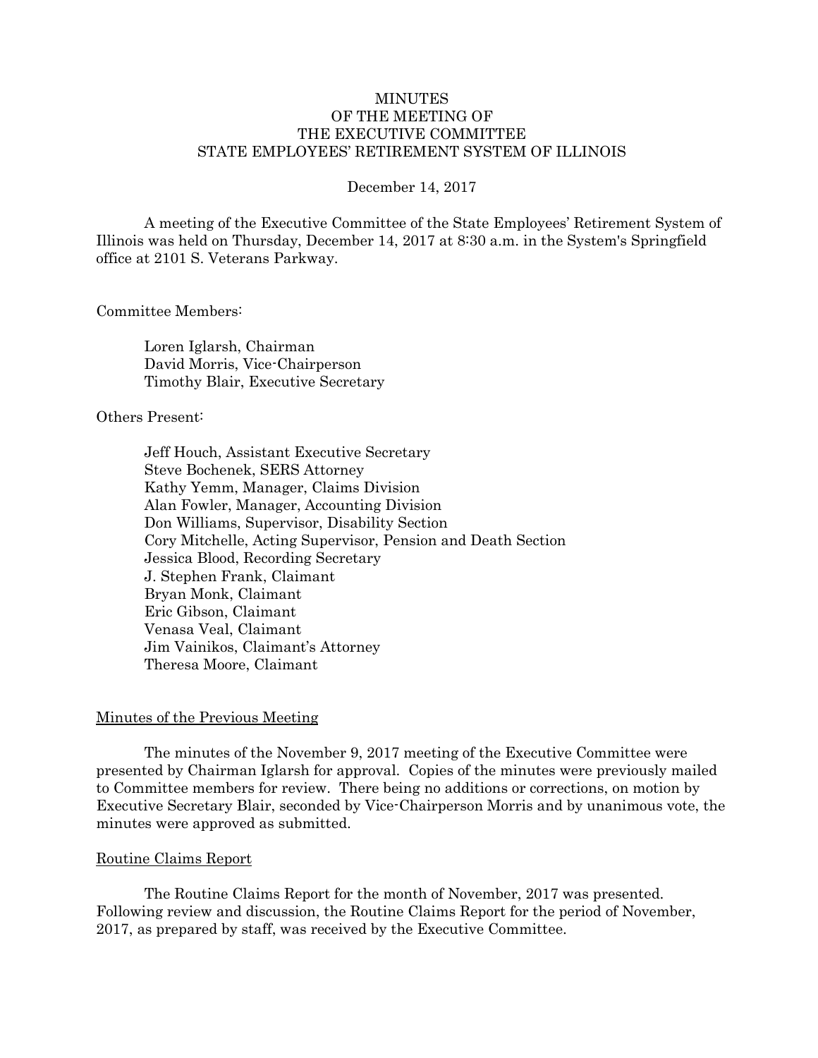# MINUTES
# OF THE MEETING OF
# THE EXECUTIVE COMMITTEE
# STATE EMPLOYEES' RETIREMENT SYSTEM OF ILLINOIS

December 14, 2017

A meeting of the Executive Committee of the State Employees' Retirement System of Illinois was held on Thursday, December 14, 2017 at 8:30 a.m. in the System's Springfield office at 2101 S. Veterans Parkway.

Committee Members:

Loren Iglarsh, Chairman
David Morris, Vice-Chairperson
Timothy Blair, Executive Secretary

Others Present:

Jeff Houch, Assistant Executive Secretary
Steve Bochenek, SERS Attorney
Kathy Yemm, Manager, Claims Division
Alan Fowler, Manager, Accounting Division
Don Williams, Supervisor, Disability Section
Cory Mitchelle, Acting Supervisor, Pension and Death Section
Jessica Blood, Recording Secretary
J. Stephen Frank, Claimant
Bryan Monk, Claimant
Eric Gibson, Claimant
Venasa Veal, Claimant
Jim Vainikos, Claimant's Attorney
Theresa Moore, Claimant

## Minutes of the Previous Meeting

The minutes of the November 9, 2017 meeting of the Executive Committee were presented by Chairman Iglarsh for approval. Copies of the minutes were previously mailed to Committee members for review. There being no additions or corrections, on motion by Executive Secretary Blair, seconded by Vice-Chairperson Morris and by unanimous vote, the minutes were approved as submitted.

## Routine Claims Report

The Routine Claims Report for the month of November, 2017 was presented. Following review and discussion, the Routine Claims Report for the period of November, 2017, as prepared by staff, was received by the Executive Committee.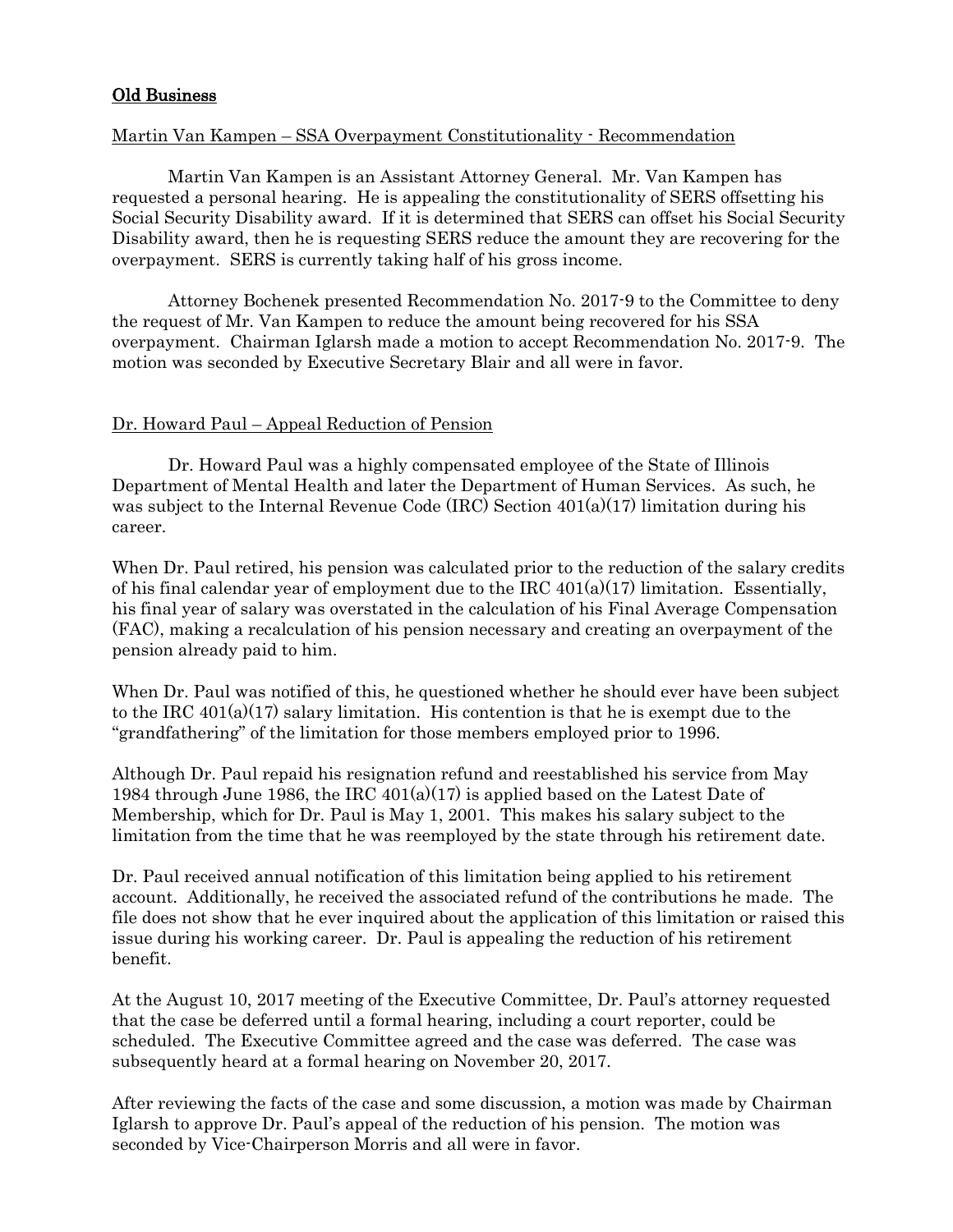## Old Business

Martin Van Kampen – SSA Overpayment Constitutionality - Recommendation

Martin Van Kampen is an Assistant Attorney General. Mr. Van Kampen has requested a personal hearing. He is appealing the constitutionality of SERS offsetting his Social Security Disability award. If it is determined that SERS can offset his Social Security Disability award, then he is requesting SERS reduce the amount they are recovering for the overpayment. SERS is currently taking half of his gross income.

Attorney Bochenek presented Recommendation No. 2017-9 to the Committee to deny the request of Mr. Van Kampen to reduce the amount being recovered for his SSA overpayment. Chairman Iglarsh made a motion to accept Recommendation No. 2017-9. The motion was seconded by Executive Secretary Blair and all were in favor.

Dr. Howard Paul – Appeal Reduction of Pension

Dr. Howard Paul was a highly compensated employee of the State of Illinois Department of Mental Health and later the Department of Human Services. As such, he was subject to the Internal Revenue Code (IRC) Section 401(a)(17) limitation during his career.

When Dr. Paul retired, his pension was calculated prior to the reduction of the salary credits of his final calendar year of employment due to the IRC 401(a)(17) limitation. Essentially, his final year of salary was overstated in the calculation of his Final Average Compensation (FAC), making a recalculation of his pension necessary and creating an overpayment of the pension already paid to him.

When Dr. Paul was notified of this, he questioned whether he should ever have been subject to the IRC 401(a)(17) salary limitation. His contention is that he is exempt due to the "grandfathering" of the limitation for those members employed prior to 1996.

Although Dr. Paul repaid his resignation refund and reestablished his service from May 1984 through June 1986, the IRC 401(a)(17) is applied based on the Latest Date of Membership, which for Dr. Paul is May 1, 2001. This makes his salary subject to the limitation from the time that he was reemployed by the state through his retirement date.

Dr. Paul received annual notification of this limitation being applied to his retirement account. Additionally, he received the associated refund of the contributions he made. The file does not show that he ever inquired about the application of this limitation or raised this issue during his working career. Dr. Paul is appealing the reduction of his retirement benefit.

At the August 10, 2017 meeting of the Executive Committee, Dr. Paul's attorney requested that the case be deferred until a formal hearing, including a court reporter, could be scheduled. The Executive Committee agreed and the case was deferred. The case was subsequently heard at a formal hearing on November 20, 2017.

After reviewing the facts of the case and some discussion, a motion was made by Chairman Iglarsh to approve Dr. Paul's appeal of the reduction of his pension. The motion was seconded by Vice-Chairperson Morris and all were in favor.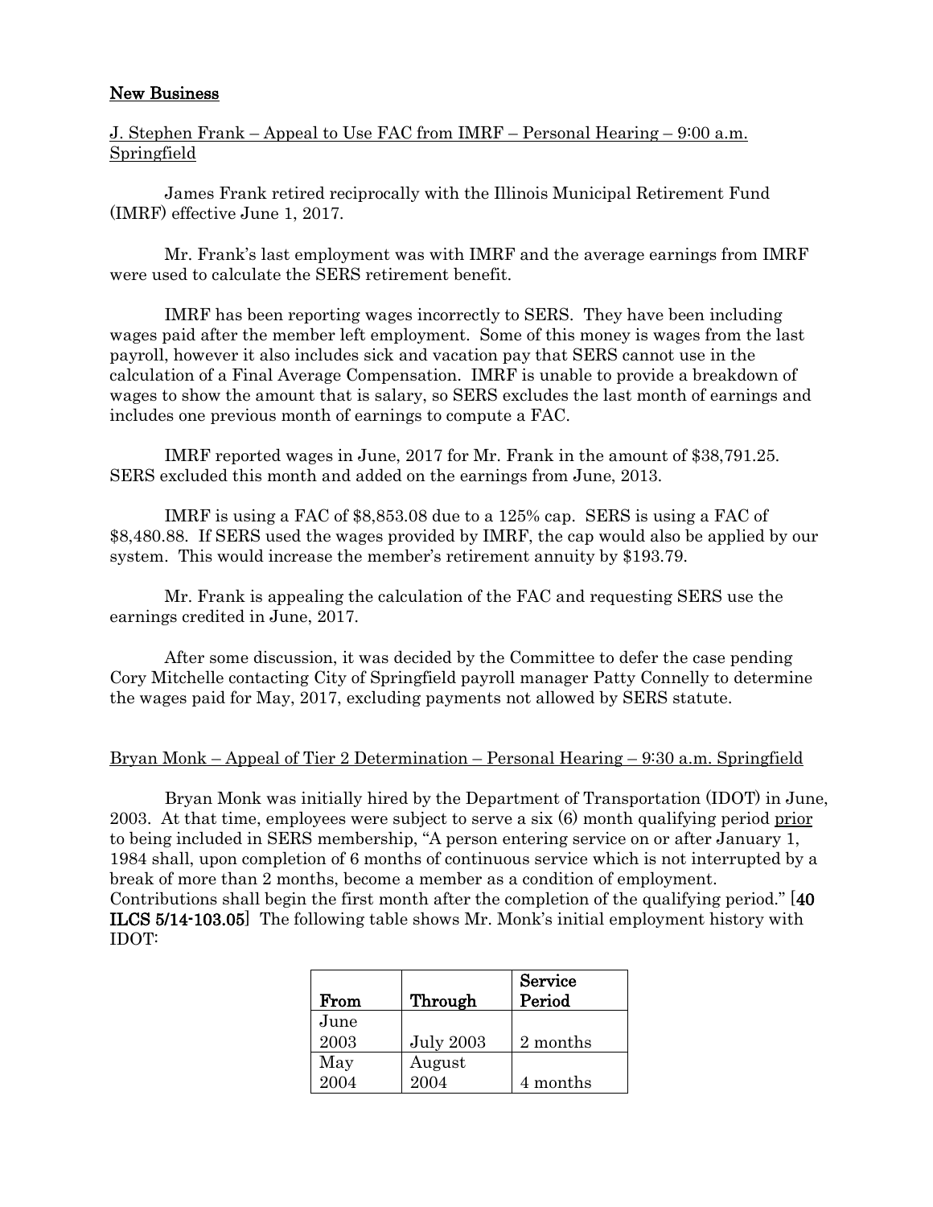## New Business

J. Stephen Frank – Appeal to Use FAC from IMRF – Personal Hearing – 9:00 a.m. Springfield

James Frank retired reciprocally with the Illinois Municipal Retirement Fund (IMRF) effective June 1, 2017.

Mr. Frank's last employment was with IMRF and the average earnings from IMRF were used to calculate the SERS retirement benefit.

IMRF has been reporting wages incorrectly to SERS. They have been including wages paid after the member left employment. Some of this money is wages from the last payroll, however it also includes sick and vacation pay that SERS cannot use in the calculation of a Final Average Compensation. IMRF is unable to provide a breakdown of wages to show the amount that is salary, so SERS excludes the last month of earnings and includes one previous month of earnings to compute a FAC.

IMRF reported wages in June, 2017 for Mr. Frank in the amount of $38,791.25. SERS excluded this month and added on the earnings from June, 2013.

IMRF is using a FAC of $8,853.08 due to a 125% cap. SERS is using a FAC of $8,480.88. If SERS used the wages provided by IMRF, the cap would also be applied by our system. This would increase the member's retirement annuity by $193.79.

Mr. Frank is appealing the calculation of the FAC and requesting SERS use the earnings credited in June, 2017.

After some discussion, it was decided by the Committee to defer the case pending Cory Mitchelle contacting City of Springfield payroll manager Patty Connelly to determine the wages paid for May, 2017, excluding payments not allowed by SERS statute.

Bryan Monk – Appeal of Tier 2 Determination – Personal Hearing – 9:30 a.m. Springfield

Bryan Monk was initially hired by the Department of Transportation (IDOT) in June, 2003. At that time, employees were subject to serve a six (6) month qualifying period prior to being included in SERS membership, "A person entering service on or after January 1, 1984 shall, upon completion of 6 months of continuous service which is not interrupted by a break of more than 2 months, become a member as a condition of employment. Contributions shall begin the first month after the completion of the qualifying period." [**40 ILCS 5/14-103.05**] The following table shows Mr. Monk's initial employment history with IDOT:

| From | Through | Service Period |
|---|---|---|
| June 2003 | July 2003 | 2 months |
| May 2004 | August 2004 | 4 months |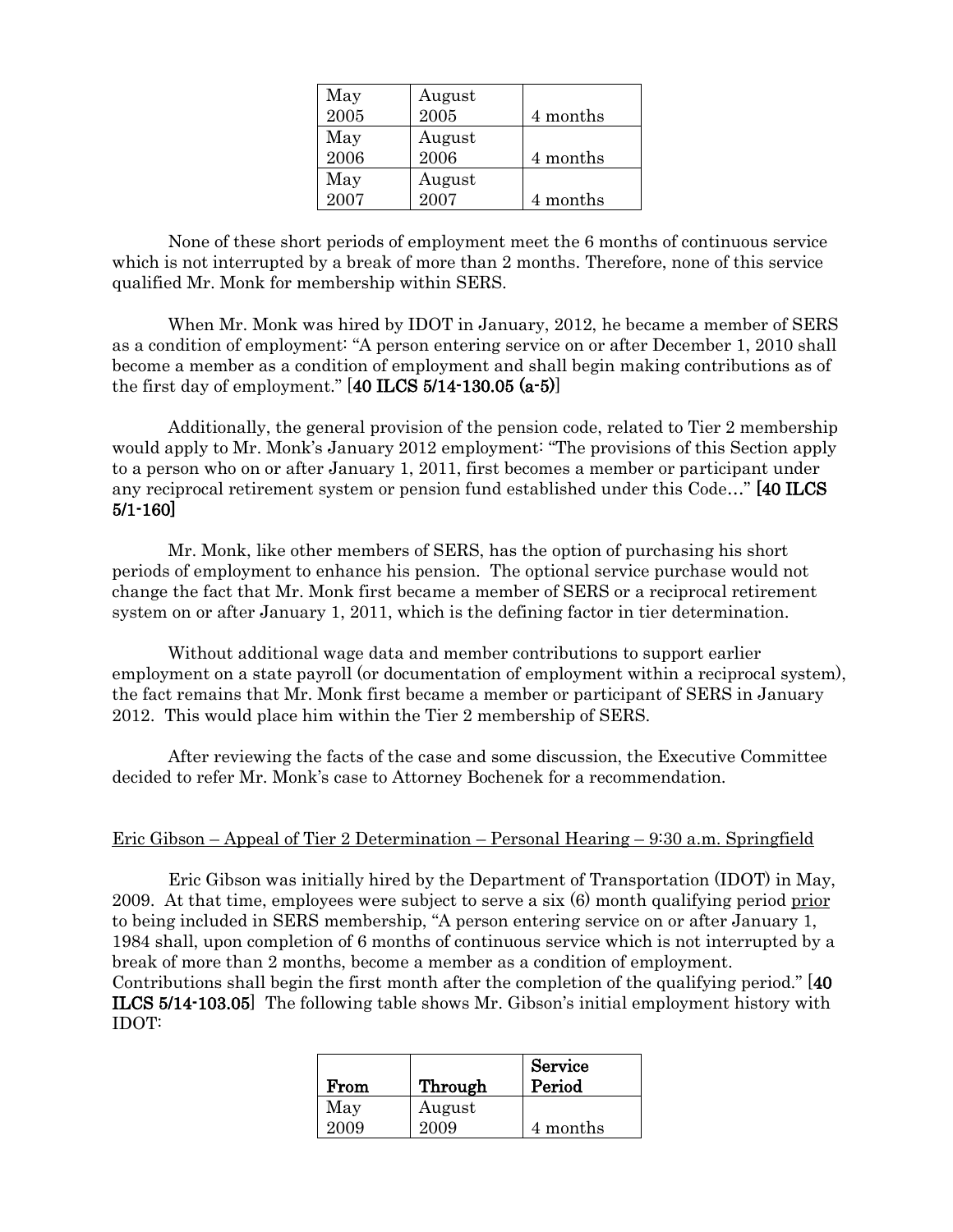| | | |
|---|---|---|
| May 2005 | August 2005 | 4 months |
| May 2006 | August 2006 | 4 months |
| May 2007 | August 2007 | 4 months |

None of these short periods of employment meet the 6 months of continuous service which is not interrupted by a break of more than 2 months. Therefore, none of this service qualified Mr. Monk for membership within SERS.

When Mr. Monk was hired by IDOT in January, 2012, he became a member of SERS as a condition of employment: "A person entering service on or after December 1, 2010 shall become a member as a condition of employment and shall begin making contributions as of the first day of employment." [**40 ILCS 5/14-130.05 (a-5)**]

Additionally, the general provision of the pension code, related to Tier 2 membership would apply to Mr. Monk's January 2012 employment: "The provisions of this Section apply to a person who on or after January 1, 2011, first becomes a member or participant under any reciprocal retirement system or pension fund established under this Code…" [**40 ILCS 5/1-160**]

Mr. Monk, like other members of SERS, has the option of purchasing his short periods of employment to enhance his pension. The optional service purchase would not change the fact that Mr. Monk first became a member of SERS or a reciprocal retirement system on or after January 1, 2011, which is the defining factor in tier determination.

Without additional wage data and member contributions to support earlier employment on a state payroll (or documentation of employment within a reciprocal system), the fact remains that Mr. Monk first became a member or participant of SERS in January 2012. This would place him within the Tier 2 membership of SERS.

After reviewing the facts of the case and some discussion, the Executive Committee decided to refer Mr. Monk's case to Attorney Bochenek for a recommendation.

<u>Eric Gibson – Appeal of Tier 2 Determination – Personal Hearing – 9:30 a.m. Springfield</u>

Eric Gibson was initially hired by the Department of Transportation (IDOT) in May, 2009. At that time, employees were subject to serve a six (6) month qualifying period <u>prior</u> to being included in SERS membership, "A person entering service on or after January 1, 1984 shall, upon completion of 6 months of continuous service which is not interrupted by a break of more than 2 months, become a member as a condition of employment. Contributions shall begin the first month after the completion of the qualifying period." [**40 ILCS 5/14-103.05**] The following table shows Mr. Gibson's initial employment history with IDOT:

| **From** | **Through** | **Service Period** |
|---|---|---|
| May 2009 | August 2009 | 4 months |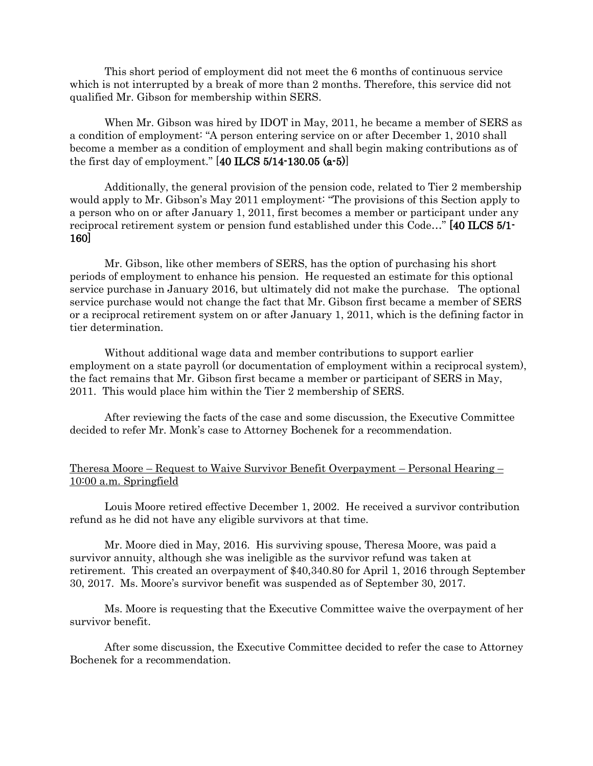This short period of employment did not meet the 6 months of continuous service which is not interrupted by a break of more than 2 months. Therefore, this service did not qualified Mr. Gibson for membership within SERS.

When Mr. Gibson was hired by IDOT in May, 2011, he became a member of SERS as a condition of employment: "A person entering service on or after December 1, 2010 shall become a member as a condition of employment and shall begin making contributions as of the first day of employment." [**40 ILCS 5/14-130.05 (a-5)**]

Additionally, the general provision of the pension code, related to Tier 2 membership would apply to Mr. Gibson's May 2011 employment: "The provisions of this Section apply to a person who on or after January 1, 2011, first becomes a member or participant under any reciprocal retirement system or pension fund established under this Code…" [**40 ILCS 5/1-160**]

Mr. Gibson, like other members of SERS, has the option of purchasing his short periods of employment to enhance his pension. He requested an estimate for this optional service purchase in January 2016, but ultimately did not make the purchase. The optional service purchase would not change the fact that Mr. Gibson first became a member of SERS or a reciprocal retirement system on or after January 1, 2011, which is the defining factor in tier determination.

Without additional wage data and member contributions to support earlier employment on a state payroll (or documentation of employment within a reciprocal system), the fact remains that Mr. Gibson first became a member or participant of SERS in May, 2011. This would place him within the Tier 2 membership of SERS.

After reviewing the facts of the case and some discussion, the Executive Committee decided to refer Mr. Monk's case to Attorney Bochenek for a recommendation.

<u>Theresa Moore – Request to Waive Survivor Benefit Overpayment – Personal Hearing – 10:00 a.m. Springfield</u>

Louis Moore retired effective December 1, 2002. He received a survivor contribution refund as he did not have any eligible survivors at that time.

Mr. Moore died in May, 2016. His surviving spouse, Theresa Moore, was paid a survivor annuity, although she was ineligible as the survivor refund was taken at retirement. This created an overpayment of $40,340.80 for April 1, 2016 through September 30, 2017. Ms. Moore's survivor benefit was suspended as of September 30, 2017.

Ms. Moore is requesting that the Executive Committee waive the overpayment of her survivor benefit.

After some discussion, the Executive Committee decided to refer the case to Attorney Bochenek for a recommendation.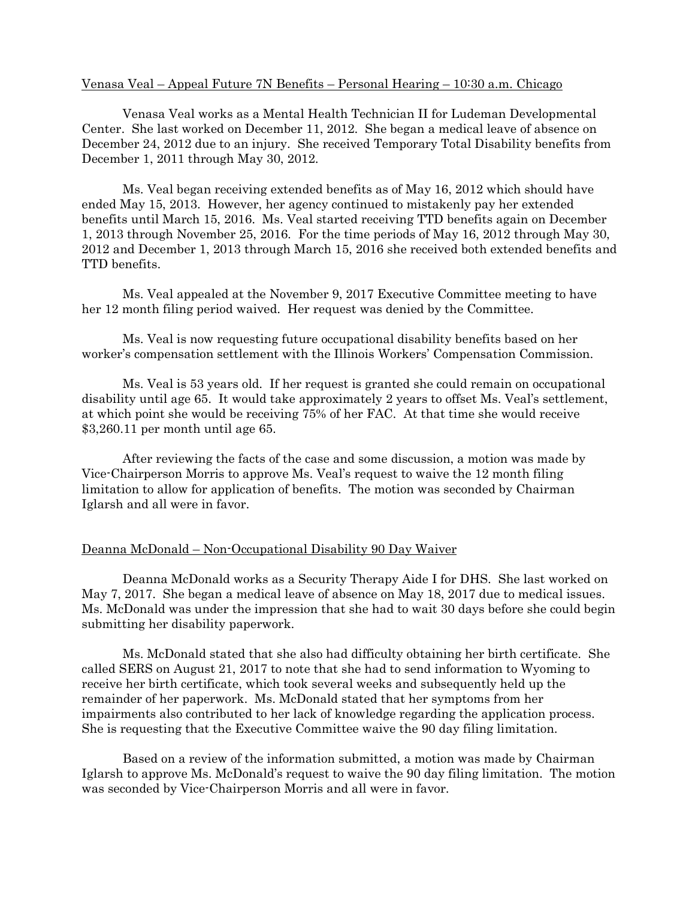Venasa Veal – Appeal Future 7N Benefits – Personal Hearing – 10:30 a.m. Chicago

Venasa Veal works as a Mental Health Technician II for Ludeman Developmental Center. She last worked on December 11, 2012. She began a medical leave of absence on December 24, 2012 due to an injury. She received Temporary Total Disability benefits from December 1, 2011 through May 30, 2012.

Ms. Veal began receiving extended benefits as of May 16, 2012 which should have ended May 15, 2013. However, her agency continued to mistakenly pay her extended benefits until March 15, 2016. Ms. Veal started receiving TTD benefits again on December 1, 2013 through November 25, 2016. For the time periods of May 16, 2012 through May 30, 2012 and December 1, 2013 through March 15, 2016 she received both extended benefits and TTD benefits.

Ms. Veal appealed at the November 9, 2017 Executive Committee meeting to have her 12 month filing period waived. Her request was denied by the Committee.

Ms. Veal is now requesting future occupational disability benefits based on her worker's compensation settlement with the Illinois Workers' Compensation Commission.

Ms. Veal is 53 years old. If her request is granted she could remain on occupational disability until age 65. It would take approximately 2 years to offset Ms. Veal's settlement, at which point she would be receiving 75% of her FAC. At that time she would receive $3,260.11 per month until age 65.

After reviewing the facts of the case and some discussion, a motion was made by Vice-Chairperson Morris to approve Ms. Veal's request to waive the 12 month filing limitation to allow for application of benefits. The motion was seconded by Chairman Iglarsh and all were in favor.

Deanna McDonald – Non-Occupational Disability 90 Day Waiver

Deanna McDonald works as a Security Therapy Aide I for DHS. She last worked on May 7, 2017. She began a medical leave of absence on May 18, 2017 due to medical issues. Ms. McDonald was under the impression that she had to wait 30 days before she could begin submitting her disability paperwork.

Ms. McDonald stated that she also had difficulty obtaining her birth certificate. She called SERS on August 21, 2017 to note that she had to send information to Wyoming to receive her birth certificate, which took several weeks and subsequently held up the remainder of her paperwork. Ms. McDonald stated that her symptoms from her impairments also contributed to her lack of knowledge regarding the application process. She is requesting that the Executive Committee waive the 90 day filing limitation.

Based on a review of the information submitted, a motion was made by Chairman Iglarsh to approve Ms. McDonald's request to waive the 90 day filing limitation. The motion was seconded by Vice-Chairperson Morris and all were in favor.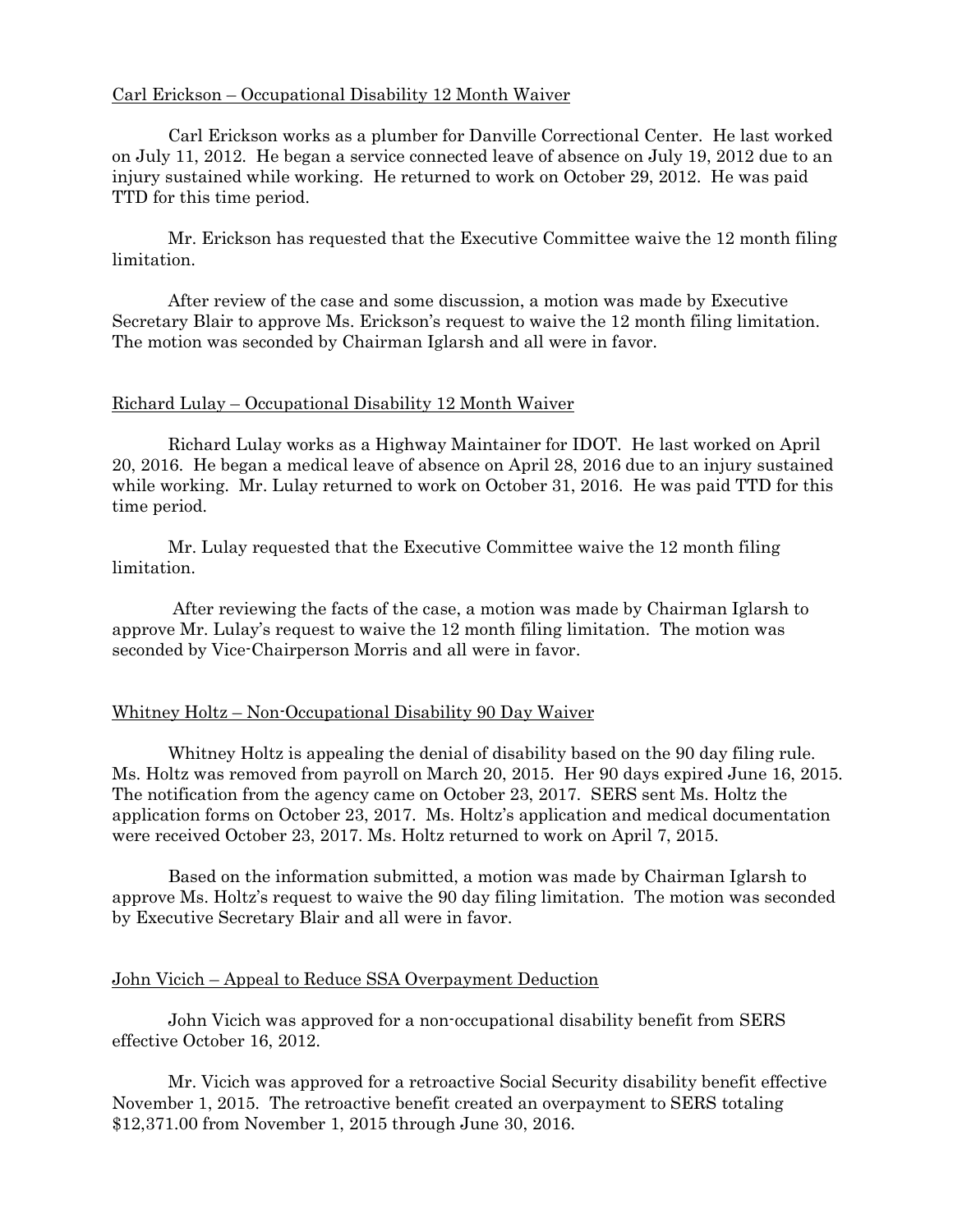Carl Erickson – Occupational Disability 12 Month Waiver

Carl Erickson works as a plumber for Danville Correctional Center. He last worked on July 11, 2012. He began a service connected leave of absence on July 19, 2012 due to an injury sustained while working. He returned to work on October 29, 2012. He was paid TTD for this time period.

Mr. Erickson has requested that the Executive Committee waive the 12 month filing limitation.

After review of the case and some discussion, a motion was made by Executive Secretary Blair to approve Ms. Erickson's request to waive the 12 month filing limitation. The motion was seconded by Chairman Iglarsh and all were in favor.

Richard Lulay – Occupational Disability 12 Month Waiver

Richard Lulay works as a Highway Maintainer for IDOT. He last worked on April 20, 2016. He began a medical leave of absence on April 28, 2016 due to an injury sustained while working. Mr. Lulay returned to work on October 31, 2016. He was paid TTD for this time period.

Mr. Lulay requested that the Executive Committee waive the 12 month filing limitation.

After reviewing the facts of the case, a motion was made by Chairman Iglarsh to approve Mr. Lulay's request to waive the 12 month filing limitation. The motion was seconded by Vice-Chairperson Morris and all were in favor.

Whitney Holtz – Non-Occupational Disability 90 Day Waiver

Whitney Holtz is appealing the denial of disability based on the 90 day filing rule. Ms. Holtz was removed from payroll on March 20, 2015. Her 90 days expired June 16, 2015. The notification from the agency came on October 23, 2017. SERS sent Ms. Holtz the application forms on October 23, 2017. Ms. Holtz's application and medical documentation were received October 23, 2017. Ms. Holtz returned to work on April 7, 2015.

Based on the information submitted, a motion was made by Chairman Iglarsh to approve Ms. Holtz's request to waive the 90 day filing limitation. The motion was seconded by Executive Secretary Blair and all were in favor.

John Vicich – Appeal to Reduce SSA Overpayment Deduction

John Vicich was approved for a non-occupational disability benefit from SERS effective October 16, 2012.

Mr. Vicich was approved for a retroactive Social Security disability benefit effective November 1, 2015. The retroactive benefit created an overpayment to SERS totaling $12,371.00 from November 1, 2015 through June 30, 2016.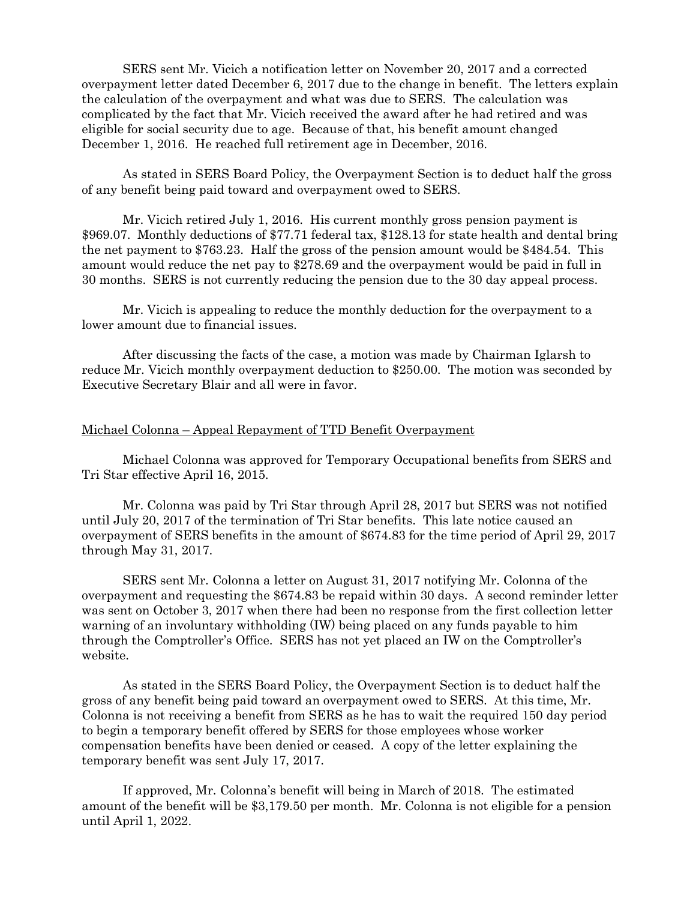SERS sent Mr. Vicich a notification letter on November 20, 2017 and a corrected overpayment letter dated December 6, 2017 due to the change in benefit. The letters explain the calculation of the overpayment and what was due to SERS. The calculation was complicated by the fact that Mr. Vicich received the award after he had retired and was eligible for social security due to age. Because of that, his benefit amount changed December 1, 2016. He reached full retirement age in December, 2016.

As stated in SERS Board Policy, the Overpayment Section is to deduct half the gross of any benefit being paid toward and overpayment owed to SERS.

Mr. Vicich retired July 1, 2016. His current monthly gross pension payment is $969.07. Monthly deductions of $77.71 federal tax, $128.13 for state health and dental bring the net payment to $763.23. Half the gross of the pension amount would be $484.54. This amount would reduce the net pay to $278.69 and the overpayment would be paid in full in 30 months. SERS is not currently reducing the pension due to the 30 day appeal process.

Mr. Vicich is appealing to reduce the monthly deduction for the overpayment to a lower amount due to financial issues.

After discussing the facts of the case, a motion was made by Chairman Iglarsh to reduce Mr. Vicich monthly overpayment deduction to $250.00. The motion was seconded by Executive Secretary Blair and all were in favor.

<u>Michael Colonna – Appeal Repayment of TTD Benefit Overpayment</u>

Michael Colonna was approved for Temporary Occupational benefits from SERS and Tri Star effective April 16, 2015.

Mr. Colonna was paid by Tri Star through April 28, 2017 but SERS was not notified until July 20, 2017 of the termination of Tri Star benefits. This late notice caused an overpayment of SERS benefits in the amount of $674.83 for the time period of April 29, 2017 through May 31, 2017.

SERS sent Mr. Colonna a letter on August 31, 2017 notifying Mr. Colonna of the overpayment and requesting the $674.83 be repaid within 30 days. A second reminder letter was sent on October 3, 2017 when there had been no response from the first collection letter warning of an involuntary withholding (IW) being placed on any funds payable to him through the Comptroller's Office. SERS has not yet placed an IW on the Comptroller's website.

As stated in the SERS Board Policy, the Overpayment Section is to deduct half the gross of any benefit being paid toward an overpayment owed to SERS. At this time, Mr. Colonna is not receiving a benefit from SERS as he has to wait the required 150 day period to begin a temporary benefit offered by SERS for those employees whose worker compensation benefits have been denied or ceased. A copy of the letter explaining the temporary benefit was sent July 17, 2017.

If approved, Mr. Colonna's benefit will being in March of 2018. The estimated amount of the benefit will be $3,179.50 per month. Mr. Colonna is not eligible for a pension until April 1, 2022.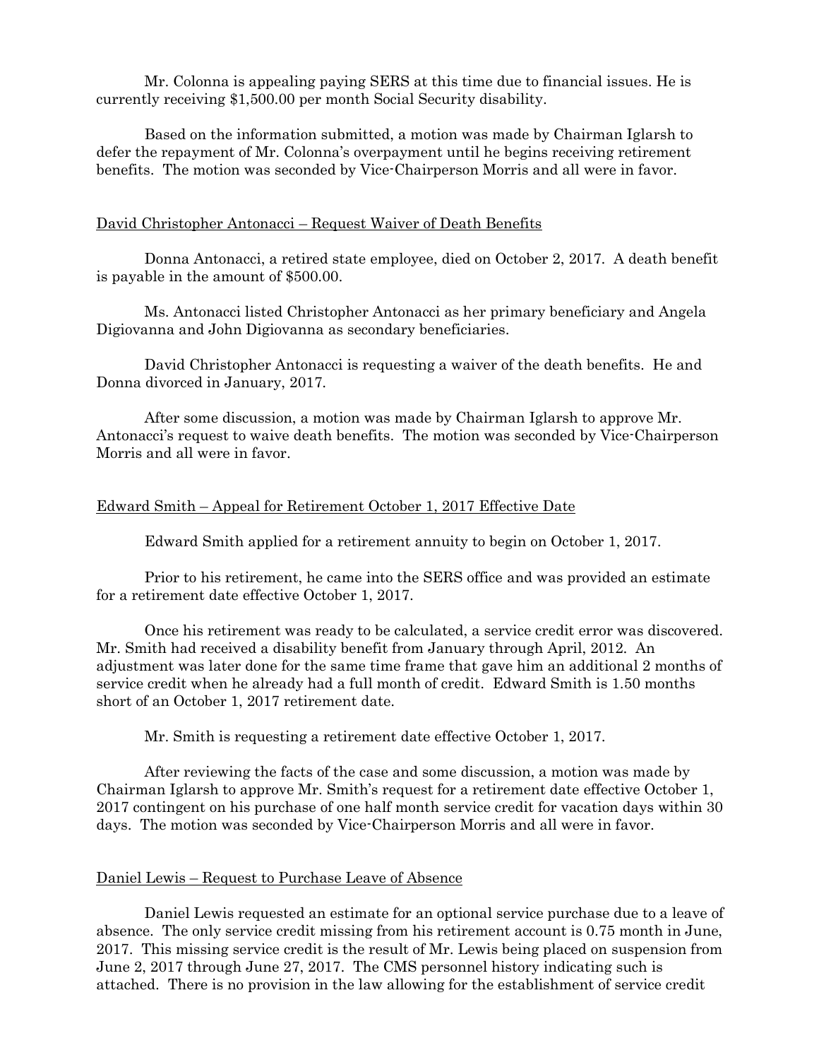Mr. Colonna is appealing paying SERS at this time due to financial issues. He is currently receiving $1,500.00 per month Social Security disability.

Based on the information submitted, a motion was made by Chairman Iglarsh to defer the repayment of Mr. Colonna's overpayment until he begins receiving retirement benefits. The motion was seconded by Vice-Chairperson Morris and all were in favor.

<u>David Christopher Antonacci – Request Waiver of Death Benefits</u>

Donna Antonacci, a retired state employee, died on October 2, 2017. A death benefit is payable in the amount of $500.00.

Ms. Antonacci listed Christopher Antonacci as her primary beneficiary and Angela Digiovanna and John Digiovanna as secondary beneficiaries.

David Christopher Antonacci is requesting a waiver of the death benefits. He and Donna divorced in January, 2017.

After some discussion, a motion was made by Chairman Iglarsh to approve Mr. Antonacci's request to waive death benefits. The motion was seconded by Vice-Chairperson Morris and all were in favor.

<u>Edward Smith – Appeal for Retirement October 1, 2017 Effective Date</u>

Edward Smith applied for a retirement annuity to begin on October 1, 2017.

Prior to his retirement, he came into the SERS office and was provided an estimate for a retirement date effective October 1, 2017.

Once his retirement was ready to be calculated, a service credit error was discovered. Mr. Smith had received a disability benefit from January through April, 2012. An adjustment was later done for the same time frame that gave him an additional 2 months of service credit when he already had a full month of credit. Edward Smith is 1.50 months short of an October 1, 2017 retirement date.

Mr. Smith is requesting a retirement date effective October 1, 2017.

After reviewing the facts of the case and some discussion, a motion was made by Chairman Iglarsh to approve Mr. Smith's request for a retirement date effective October 1, 2017 contingent on his purchase of one half month service credit for vacation days within 30 days. The motion was seconded by Vice-Chairperson Morris and all were in favor.

<u>Daniel Lewis – Request to Purchase Leave of Absence</u>

Daniel Lewis requested an estimate for an optional service purchase due to a leave of absence. The only service credit missing from his retirement account is 0.75 month in June, 2017. This missing service credit is the result of Mr. Lewis being placed on suspension from June 2, 2017 through June 27, 2017. The CMS personnel history indicating such is attached. There is no provision in the law allowing for the establishment of service credit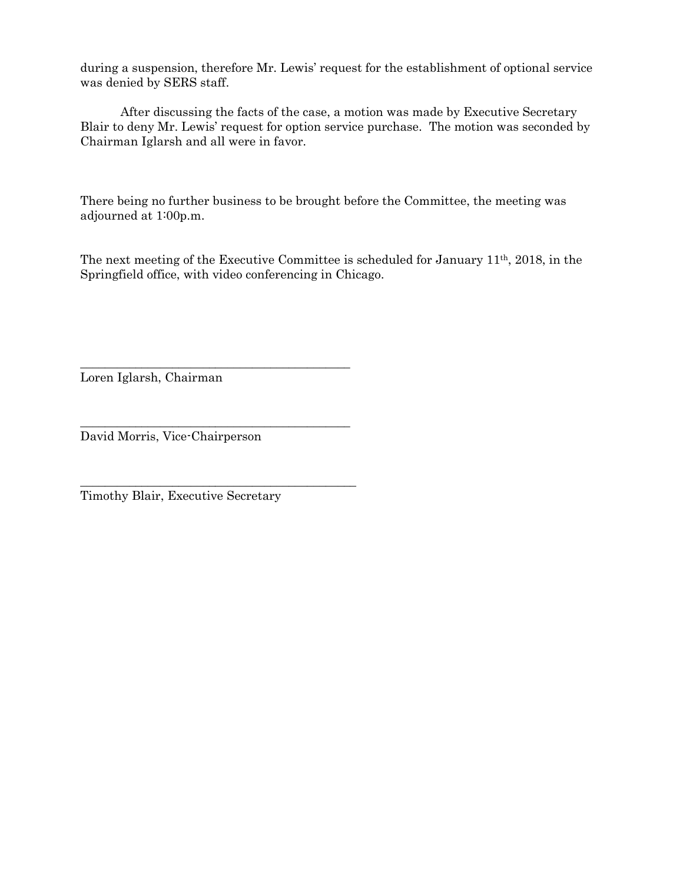during a suspension, therefore Mr. Lewis' request for the establishment of optional service was denied by SERS staff.

After discussing the facts of the case, a motion was made by Executive Secretary Blair to deny Mr. Lewis' request for option service purchase. The motion was seconded by Chairman Iglarsh and all were in favor.

There being no further business to be brought before the Committee, the meeting was adjourned at 1:00p.m.

The next meeting of the Executive Committee is scheduled for January 11th, 2018, in the Springfield office, with video conferencing in Chicago.

\_\_\_\_\_\_\_\_\_\_\_\_\_\_\_\_\_\_\_\_\_\_\_\_\_\_\_\_\_\_\_\_\_\_\_\_\_\_\_\_\_\_\_\_
Loren Iglarsh, Chairman

\_\_\_\_\_\_\_\_\_\_\_\_\_\_\_\_\_\_\_\_\_\_\_\_\_\_\_\_\_\_\_\_\_\_\_\_\_\_\_\_\_\_\_\_
David Morris, Vice-Chairperson

\_\_\_\_\_\_\_\_\_\_\_\_\_\_\_\_\_\_\_\_\_\_\_\_\_\_\_\_\_\_\_\_\_\_\_\_\_\_\_\_\_\_\_\_
Timothy Blair, Executive Secretary